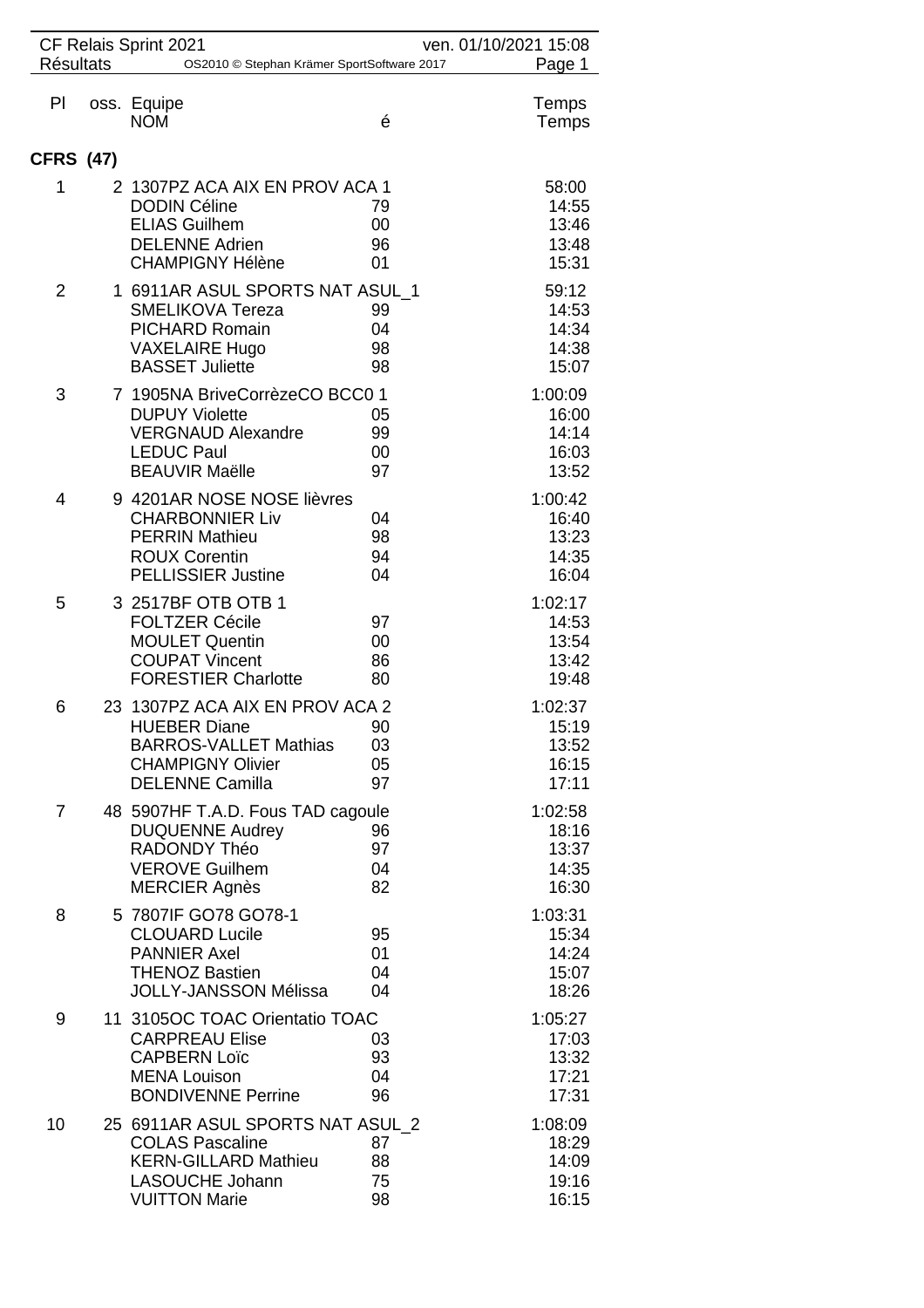CF Relais Sprint 2021 — ven. 01/10/2021 15:08

Résultats — OS2010 © Stephan Krämer SportSoftware 2017

| Pl | oss. | Equipe / NOM | é | Temps / Temps |
|---|---|---|---|---|
| **CFRS (47)** | | | | |
| 1 | 2 | 1307PZ ACA AIX EN PROV ACA 1 | | 58:00 |
| | | DODIN Céline | 79 | 14:55 |
| | | ELIAS Guilhem | 00 | 13:46 |
| | | DELENNE Adrien | 96 | 13:48 |
| | | CHAMPIGNY Hélène | 01 | 15:31 |
| 2 | 1 | 6911AR ASUL SPORTS NAT ASUL_1 | | 59:12 |
| | | SMELIKOVA Tereza | 99 | 14:53 |
| | | PICHARD Romain | 04 | 14:34 |
| | | VAXELAIRE Hugo | 98 | 14:38 |
| | | BASSET Juliette | 98 | 15:07 |
| 3 | 7 | 1905NA BriveCorrèzeCO BCC0 1 | | 1:00:09 |
| | | DUPUY Violette | 05 | 16:00 |
| | | VERGNAUD Alexandre | 99 | 14:14 |
| | | LEDUC Paul | 00 | 16:03 |
| | | BEAUVIR Maëlle | 97 | 13:52 |
| 4 | 9 | 4201AR NOSE NOSE lièvres | | 1:00:42 |
| | | CHARBONNIER Liv | 04 | 16:40 |
| | | PERRIN Mathieu | 98 | 13:23 |
| | | ROUX Corentin | 94 | 14:35 |
| | | PELLISSIER Justine | 04 | 16:04 |
| 5 | 3 | 2517BF OTB OTB 1 | | 1:02:17 |
| | | FOLTZER Cécile | 97 | 14:53 |
| | | MOULET Quentin | 00 | 13:54 |
| | | COUPAT Vincent | 86 | 13:42 |
| | | FORESTIER Charlotte | 80 | 19:48 |
| 6 | 23 | 1307PZ ACA AIX EN PROV ACA 2 | | 1:02:37 |
| | | HUEBER Diane | 90 | 15:19 |
| | | BARROS-VALLET Mathias | 03 | 13:52 |
| | | CHAMPIGNY Olivier | 05 | 16:15 |
| | | DELENNE Camilla | 97 | 17:11 |
| 7 | 48 | 5907HF T.A.D. Fous TAD cagoule | | 1:02:58 |
| | | DUQUENNE Audrey | 96 | 18:16 |
| | | RADONDY Théo | 97 | 13:37 |
| | | VEROVE Guilhem | 04 | 14:35 |
| | | MERCIER Agnès | 82 | 16:30 |
| 8 | 5 | 7807IF GO78 GO78-1 | | 1:03:31 |
| | | CLOUARD Lucile | 95 | 15:34 |
| | | PANNIER Axel | 01 | 14:24 |
| | | THENOZ Bastien | 04 | 15:07 |
| | | JOLLY-JANSSON Mélissa | 04 | 18:26 |
| 9 | 11 | 3105OC TOAC Orientatio TOAC | | 1:05:27 |
| | | CARPREAU Elise | 03 | 17:03 |
| | | CAPBERN Loïc | 93 | 13:32 |
| | | MENA Louison | 04 | 17:21 |
| | | BONDIVENNE Perrine | 96 | 17:31 |
| 10 | 25 | 6911AR ASUL SPORTS NAT ASUL_2 | | 1:08:09 |
| | | COLAS Pascaline | 87 | 18:29 |
| | | KERN-GILLARD Mathieu | 88 | 14:09 |
| | | LASOUCHE Johann | 75 | 19:16 |
| | | VUITTON Marie | 98 | 16:15 |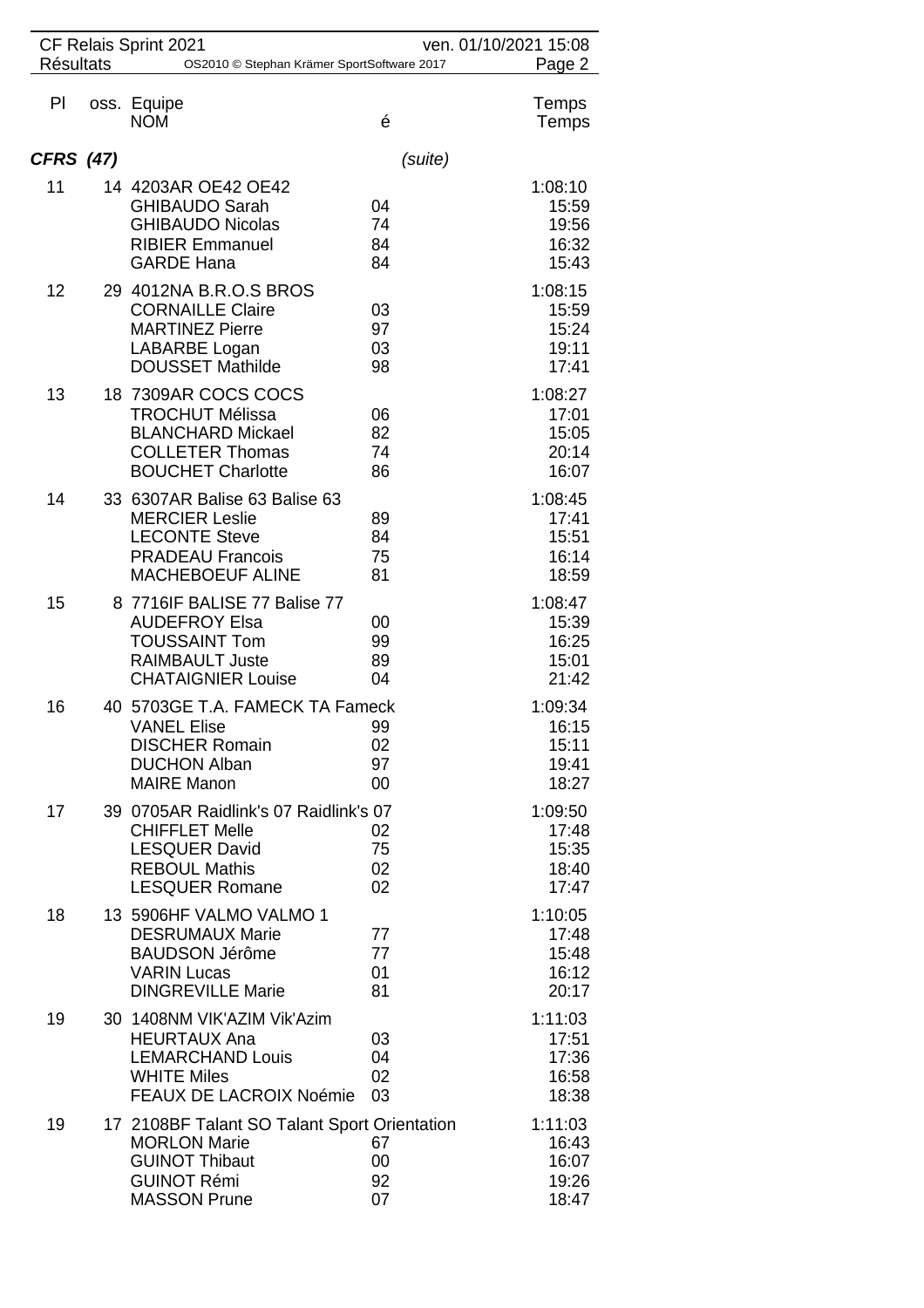| Pl | oss. | Equipe / NOM | é | Temps / Temps |
|---|---|---|---|---|
| **CFRS (47)** | | | *(suite)* | |
| 11 | 14 | 4203AR OE42 OE42 | | 1:08:10 |
| | | GHIBAUDO Sarah | 04 | 15:59 |
| | | GHIBAUDO Nicolas | 74 | 19:56 |
| | | RIBIER Emmanuel | 84 | 16:32 |
| | | GARDE Hana | 84 | 15:43 |
| 12 | 29 | 4012NA B.R.O.S BROS | | 1:08:15 |
| | | CORNAILLE Claire | 03 | 15:59 |
| | | MARTINEZ Pierre | 97 | 15:24 |
| | | LABARBE Logan | 03 | 19:11 |
| | | DOUSSET Mathilde | 98 | 17:41 |
| 13 | 18 | 7309AR COCS COCS | | 1:08:27 |
| | | TROCHUT Mélissa | 06 | 17:01 |
| | | BLANCHARD Mickael | 82 | 15:05 |
| | | COLLETER Thomas | 74 | 20:14 |
| | | BOUCHET Charlotte | 86 | 16:07 |
| 14 | 33 | 6307AR Balise 63 Balise 63 | | 1:08:45 |
| | | MERCIER Leslie | 89 | 17:41 |
| | | LECONTE Steve | 84 | 15:51 |
| | | PRADEAU Francois | 75 | 16:14 |
| | | MACHEBOEUF ALINE | 81 | 18:59 |
| 15 | 8 | 7716IF BALISE 77 Balise 77 | | 1:08:47 |
| | | AUDEFROY Elsa | 00 | 15:39 |
| | | TOUSSAINT Tom | 99 | 16:25 |
| | | RAIMBAULT Juste | 89 | 15:01 |
| | | CHATAIGNIER Louise | 04 | 21:42 |
| 16 | 40 | 5703GE T.A. FAMECK TA Fameck | | 1:09:34 |
| | | VANEL Elise | 99 | 16:15 |
| | | DISCHER Romain | 02 | 15:11 |
| | | DUCHON Alban | 97 | 19:41 |
| | | MAIRE Manon | 00 | 18:27 |
| 17 | 39 | 0705AR Raidlink's 07 Raidlink's 07 | | 1:09:50 |
| | | CHIFFLET Melle | 02 | 17:48 |
| | | LESQUER David | 75 | 15:35 |
| | | REBOUL Mathis | 02 | 18:40 |
| | | LESQUER Romane | 02 | 17:47 |
| 18 | 13 | 5906HF VALMO VALMO 1 | | 1:10:05 |
| | | DESRUMAUX Marie | 77 | 17:48 |
| | | BAUDSON Jérôme | 77 | 15:48 |
| | | VARIN Lucas | 01 | 16:12 |
| | | DINGREVILLE Marie | 81 | 20:17 |
| 19 | 30 | 1408NM VIK'AZIM Vik'Azim | | 1:11:03 |
| | | HEURTAUX Ana | 03 | 17:51 |
| | | LEMARCHAND Louis | 04 | 17:36 |
| | | WHITE Miles | 02 | 16:58 |
| | | FEAUX DE LACROIX Noémie | 03 | 18:38 |
| 19 | 17 | 2108BF Talant SO Talant Sport Orientation | | 1:11:03 |
| | | MORLON Marie | 67 | 16:43 |
| | | GUINOT Thibaut | 00 | 16:07 |
| | | GUINOT Rémi | 92 | 19:26 |
| | | MASSON Prune | 07 | 18:47 |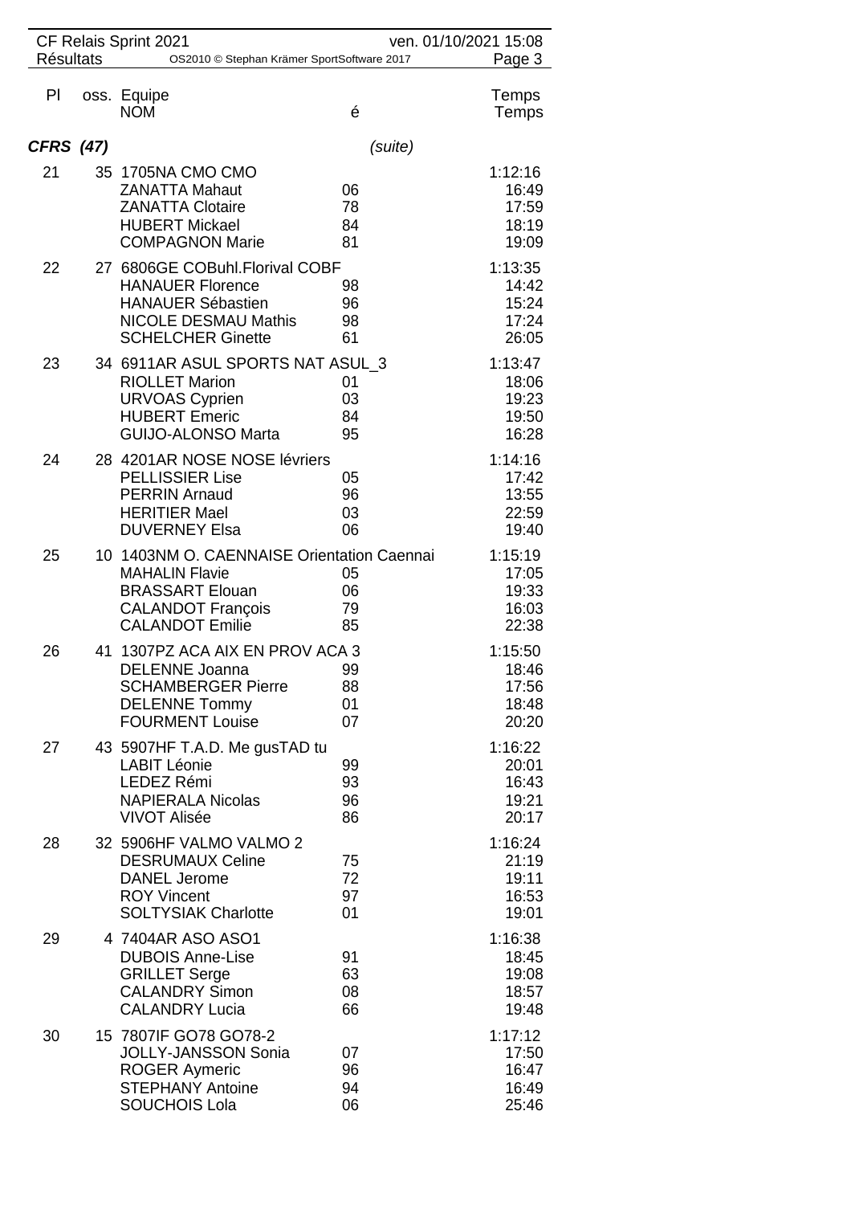CF Relais Sprint 2021 — Résultats

| Pl | oss. | Equipe / NOM | é | Temps / Temps |
|---|---|---|---|---|
| ***CFRS (47)*** | | | *(suite)* | |
| 21 | 35 | 1705NA CMO CMO | | 1:12:16 |
| | | ZANATTA Mahaut | 06 | 16:49 |
| | | ZANATTA Clotaire | 78 | 17:59 |
| | | HUBERT Mickael | 84 | 18:19 |
| | | COMPAGNON Marie | 81 | 19:09 |
| 22 | 27 | 6806GE COBuhl.Florival COBF | | 1:13:35 |
| | | HANAUER Florence | 98 | 14:42 |
| | | HANAUER Sébastien | 96 | 15:24 |
| | | NICOLE DESMAU Mathis | 98 | 17:24 |
| | | SCHELCHER Ginette | 61 | 26:05 |
| 23 | 34 | 6911AR ASUL SPORTS NAT ASUL_3 | | 1:13:47 |
| | | RIOLLET Marion | 01 | 18:06 |
| | | URVOAS Cyprien | 03 | 19:23 |
| | | HUBERT Emeric | 84 | 19:50 |
| | | GUIJO-ALONSO Marta | 95 | 16:28 |
| 24 | 28 | 4201AR NOSE NOSE lévriers | | 1:14:16 |
| | | PELLISSIER Lise | 05 | 17:42 |
| | | PERRIN Arnaud | 96 | 13:55 |
| | | HERITIER Mael | 03 | 22:59 |
| | | DUVERNEY Elsa | 06 | 19:40 |
| 25 | 10 | 1403NM O. CAENNAISE Orientation Caennai | | 1:15:19 |
| | | MAHALIN Flavie | 05 | 17:05 |
| | | BRASSART Elouan | 06 | 19:33 |
| | | CALANDOT François | 79 | 16:03 |
| | | CALANDOT Emilie | 85 | 22:38 |
| 26 | 41 | 1307PZ ACA AIX EN PROV ACA 3 | | 1:15:50 |
| | | DELENNE Joanna | 99 | 18:46 |
| | | SCHAMBERGER Pierre | 88 | 17:56 |
| | | DELENNE Tommy | 01 | 18:48 |
| | | FOURMENT Louise | 07 | 20:20 |
| 27 | 43 | 5907HF T.A.D. Me gusTAD tu | | 1:16:22 |
| | | LABIT Léonie | 99 | 20:01 |
| | | LEDEZ Rémi | 93 | 16:43 |
| | | NAPIERALA Nicolas | 96 | 19:21 |
| | | VIVOT Alisée | 86 | 20:17 |
| 28 | 32 | 5906HF VALMO VALMO 2 | | 1:16:24 |
| | | DESRUMAUX Celine | 75 | 21:19 |
| | | DANEL Jerome | 72 | 19:11 |
| | | ROY Vincent | 97 | 16:53 |
| | | SOLTYSIAK Charlotte | 01 | 19:01 |
| 29 | 4 | 7404AR ASO ASO1 | | 1:16:38 |
| | | DUBOIS Anne-Lise | 91 | 18:45 |
| | | GRILLET Serge | 63 | 19:08 |
| | | CALANDRY Simon | 08 | 18:57 |
| | | CALANDRY Lucia | 66 | 19:48 |
| 30 | 15 | 7807IF GO78 GO78-2 | | 1:17:12 |
| | | JOLLY-JANSSON Sonia | 07 | 17:50 |
| | | ROGER Aymeric | 96 | 16:47 |
| | | STEPHANY Antoine | 94 | 16:49 |
| | | SOUCHOIS Lola | 06 | 25:46 |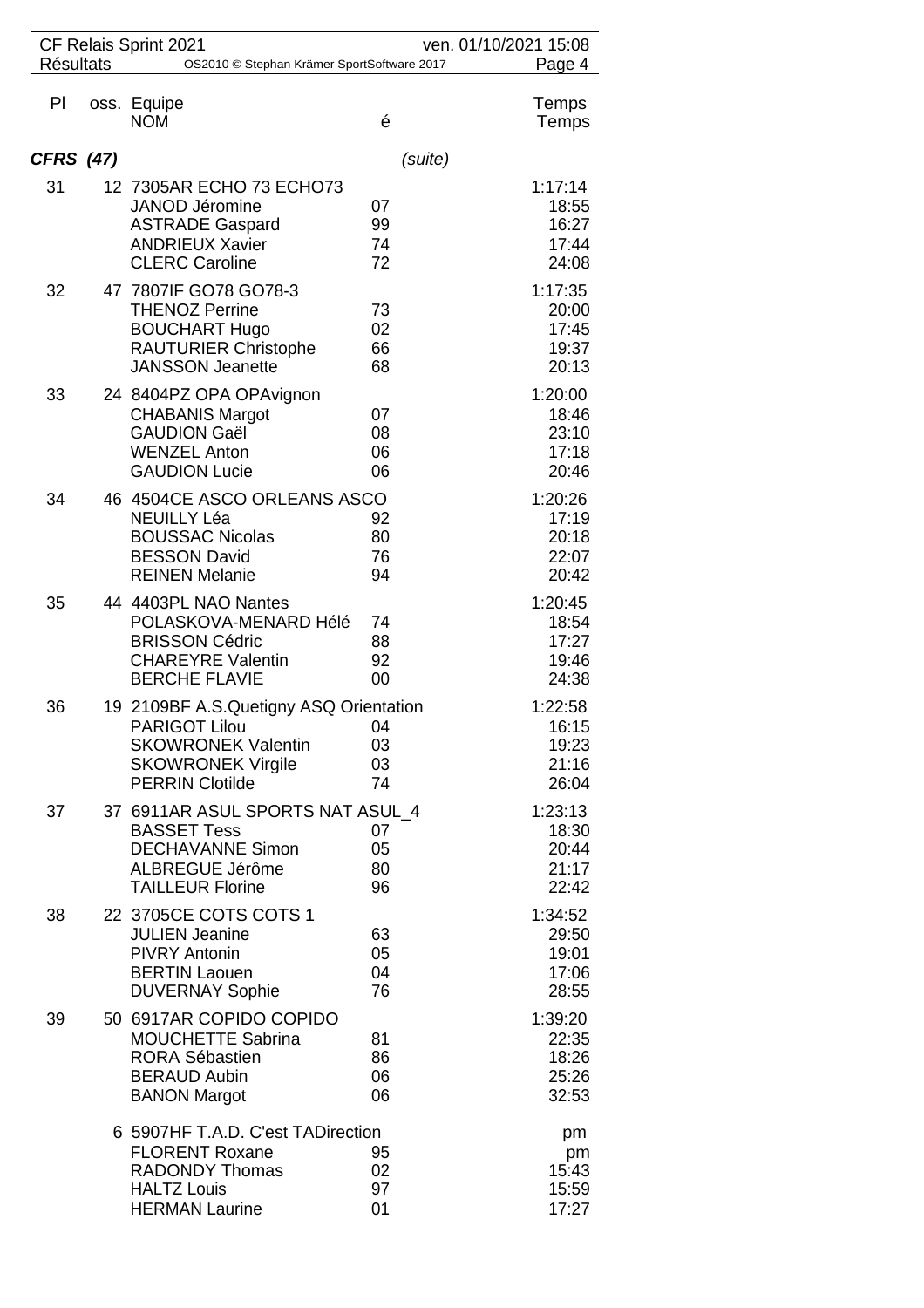CF Relais Sprint 2021 — ven. 01/10/2021 15:08

Résultats — OS2010 © Stephan Krämer SportSoftware 2017

| Pl | oss. | Equipe / NOM | é | Temps / Temps |
|---|---|---|---|---|

**CFRS (47)** *(suite)*

| Pl | oss. | Equipe / NOM | é | Temps |
|---|---|---|---|---|
| 31 | 12 | 7305AR ECHO 73 ECHO73 | | 1:17:14 |
| | | JANOD Jéromine | 07 | 18:55 |
| | | ASTRADE Gaspard | 99 | 16:27 |
| | | ANDRIEUX Xavier | 74 | 17:44 |
| | | CLERC Caroline | 72 | 24:08 |
| 32 | 47 | 7807IF GO78 GO78-3 | | 1:17:35 |
| | | THENOZ Perrine | 73 | 20:00 |
| | | BOUCHART Hugo | 02 | 17:45 |
| | | RAUTURIER Christophe | 66 | 19:37 |
| | | JANSSON Jeanette | 68 | 20:13 |
| 33 | 24 | 8404PZ OPA OPAvignon | | 1:20:00 |
| | | CHABANIS Margot | 07 | 18:46 |
| | | GAUDION Gaël | 08 | 23:10 |
| | | WENZEL Anton | 06 | 17:18 |
| | | GAUDION Lucie | 06 | 20:46 |
| 34 | 46 | 4504CE ASCO ORLEANS ASCO | | 1:20:26 |
| | | NEUILLY Léa | 92 | 17:19 |
| | | BOUSSAC Nicolas | 80 | 20:18 |
| | | BESSON David | 76 | 22:07 |
| | | REINEN Melanie | 94 | 20:42 |
| 35 | 44 | 4403PL NAO Nantes | | 1:20:45 |
| | | POLASKOVA-MENARD Hélé | 74 | 18:54 |
| | | BRISSON Cédric | 88 | 17:27 |
| | | CHAREYRE Valentin | 92 | 19:46 |
| | | BERCHE FLAVIE | 00 | 24:38 |
| 36 | 19 | 2109BF A.S.Quetigny ASQ Orientation | | 1:22:58 |
| | | PARIGOT Lilou | 04 | 16:15 |
| | | SKOWRONEK Valentin | 03 | 19:23 |
| | | SKOWRONEK Virgile | 03 | 21:16 |
| | | PERRIN Clotilde | 74 | 26:04 |
| 37 | 37 | 6911AR ASUL SPORTS NAT ASUL_4 | | 1:23:13 |
| | | BASSET Tess | 07 | 18:30 |
| | | DECHAVANNE Simon | 05 | 20:44 |
| | | ALBREGUE Jérôme | 80 | 21:17 |
| | | TAILLEUR Florine | 96 | 22:42 |
| 38 | 22 | 3705CE COTS COTS 1 | | 1:34:52 |
| | | JULIEN Jeanine | 63 | 29:50 |
| | | PIVRY Antonin | 05 | 19:01 |
| | | BERTIN Laouen | 04 | 17:06 |
| | | DUVERNAY Sophie | 76 | 28:55 |
| 39 | 50 | 6917AR COPIDO COPIDO | | 1:39:20 |
| | | MOUCHETTE Sabrina | 81 | 22:35 |
| | | RORA Sébastien | 86 | 18:26 |
| | | BERAUD Aubin | 06 | 25:26 |
| | | BANON Margot | 06 | 32:53 |
| | 6 | 5907HF T.A.D. C'est TADirection | | pm |
| | | FLORENT Roxane | 95 | pm |
| | | RADONDY Thomas | 02 | 15:43 |
| | | HALTZ Louis | 97 | 15:59 |
| | | HERMAN Laurine | 01 | 17:27 |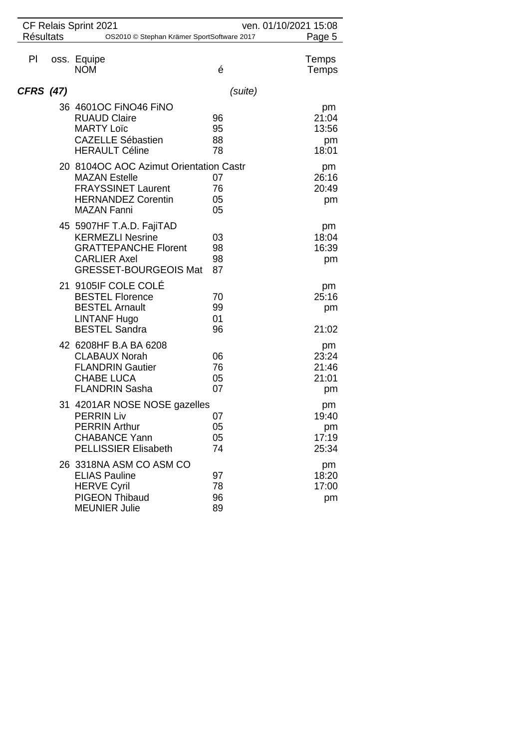**CFRS (47)** *(suite)*

| Pl | oss. | Equipe / NOM | é | Temps / Temps |
|---|---|---|---|---|
| | 36 | 4601OC FiNO46 FiNO | | pm |
| | | RUAUD Claire | 96 | 21:04 |
| | | MARTY Loïc | 95 | 13:56 |
| | | CAZELLE Sébastien | 88 | pm |
| | | HERAULT Céline | 78 | 18:01 |
| | 20 | 8104OC AOC Azimut Orientation Castr | | pm |
| | | MAZAN Estelle | 07 | 26:16 |
| | | FRAYSSINET Laurent | 76 | 20:49 |
| | | HERNANDEZ Corentin | 05 | pm |
| | | MAZAN Fanni | 05 | |
| | 45 | 5907HF T.A.D. FajiTAD | | pm |
| | | KERMEZLI Nesrine | 03 | 18:04 |
| | | GRATTEPANCHE Florent | 98 | 16:39 |
| | | CARLIER Axel | 98 | pm |
| | | GRESSET-BOURGEOIS Mat | 87 | |
| | 21 | 9105IF COLE COLÉ | | pm |
| | | BESTEL Florence | 70 | 25:16 |
| | | BESTEL Arnault | 99 | pm |
| | | LINTANF Hugo | 01 | |
| | | BESTEL Sandra | 96 | 21:02 |
| | 42 | 6208HF B.A BA 6208 | | pm |
| | | CLABAUX Norah | 06 | 23:24 |
| | | FLANDRIN Gautier | 76 | 21:46 |
| | | CHABE LUCA | 05 | 21:01 |
| | | FLANDRIN Sasha | 07 | pm |
| | 31 | 4201AR NOSE NOSE gazelles | | pm |
| | | PERRIN Liv | 07 | 19:40 |
| | | PERRIN Arthur | 05 | pm |
| | | CHABANCE Yann | 05 | 17:19 |
| | | PELLISSIER Elisabeth | 74 | 25:34 |
| | 26 | 3318NA ASM CO ASM CO | | pm |
| | | ELIAS Pauline | 97 | 18:20 |
| | | HERVE Cyril | 78 | 17:00 |
| | | PIGEON Thibaud | 96 | pm |
| | | MEUNIER Julie | 89 | |